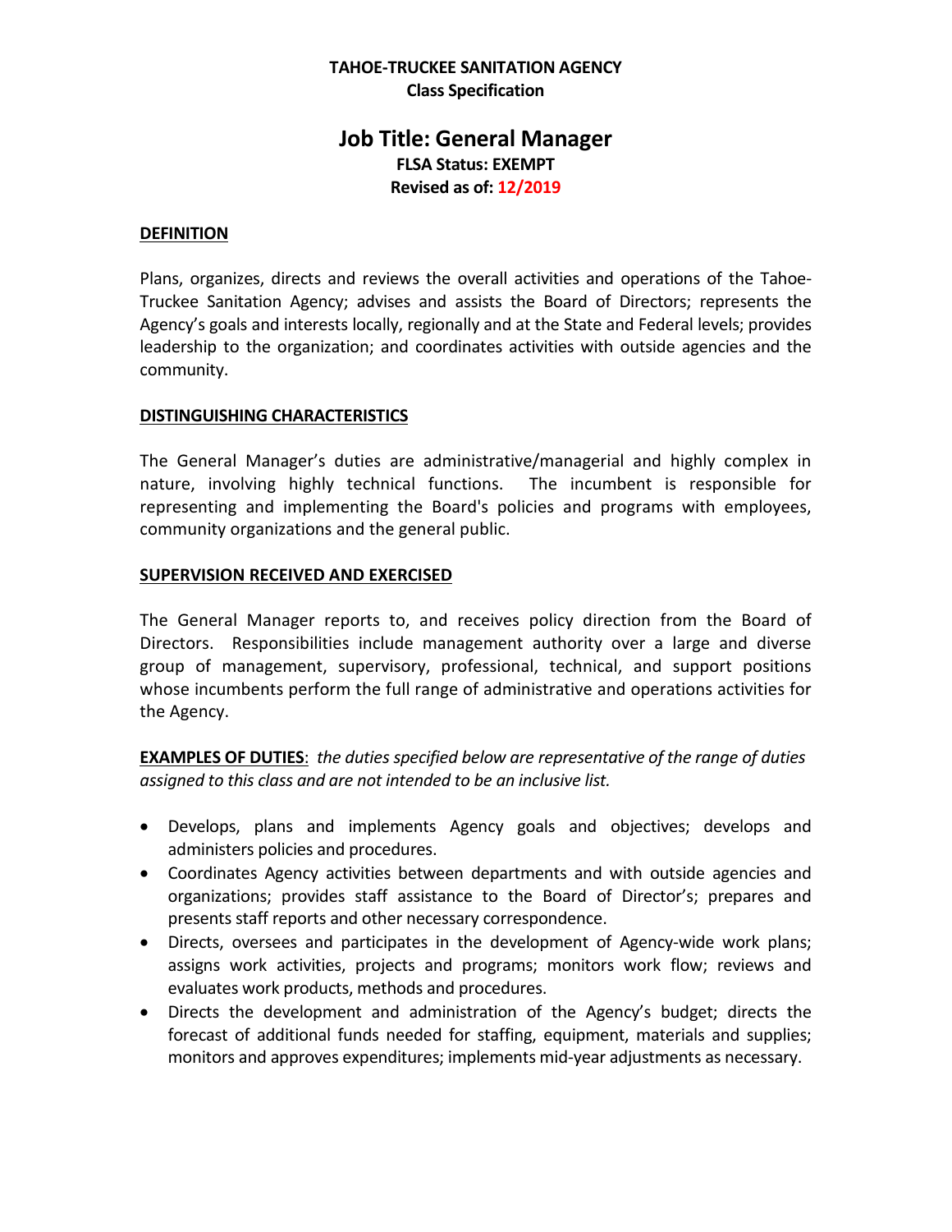**TAHOE-TRUCKEE SANITATION AGENCY**
**Class Specification**

# Job Title: General Manager

**FLSA Status: EXEMPT**
**Revised as of: 12/2019**

## DEFINITION

Plans, organizes, directs and reviews the overall activities and operations of the Tahoe-Truckee Sanitation Agency; advises and assists the Board of Directors; represents the Agency's goals and interests locally, regionally and at the State and Federal levels; provides leadership to the organization; and coordinates activities with outside agencies and the community.

## DISTINGUISHING CHARACTERISTICS

The General Manager's duties are administrative/managerial and highly complex in nature, involving highly technical functions. The incumbent is responsible for representing and implementing the Board's policies and programs with employees, community organizations and the general public.

## SUPERVISION RECEIVED AND EXERCISED

The General Manager reports to, and receives policy direction from the Board of Directors. Responsibilities include management authority over a large and diverse group of management, supervisory, professional, technical, and support positions whose incumbents perform the full range of administrative and operations activities for the Agency.

**EXAMPLES OF DUTIES**: *the duties specified below are representative of the range of duties assigned to this class and are not intended to be an inclusive list.*

- Develops, plans and implements Agency goals and objectives; develops and administers policies and procedures.
- Coordinates Agency activities between departments and with outside agencies and organizations; provides staff assistance to the Board of Director's; prepares and presents staff reports and other necessary correspondence.
- Directs, oversees and participates in the development of Agency-wide work plans; assigns work activities, projects and programs; monitors work flow; reviews and evaluates work products, methods and procedures.
- Directs the development and administration of the Agency's budget; directs the forecast of additional funds needed for staffing, equipment, materials and supplies; monitors and approves expenditures; implements mid-year adjustments as necessary.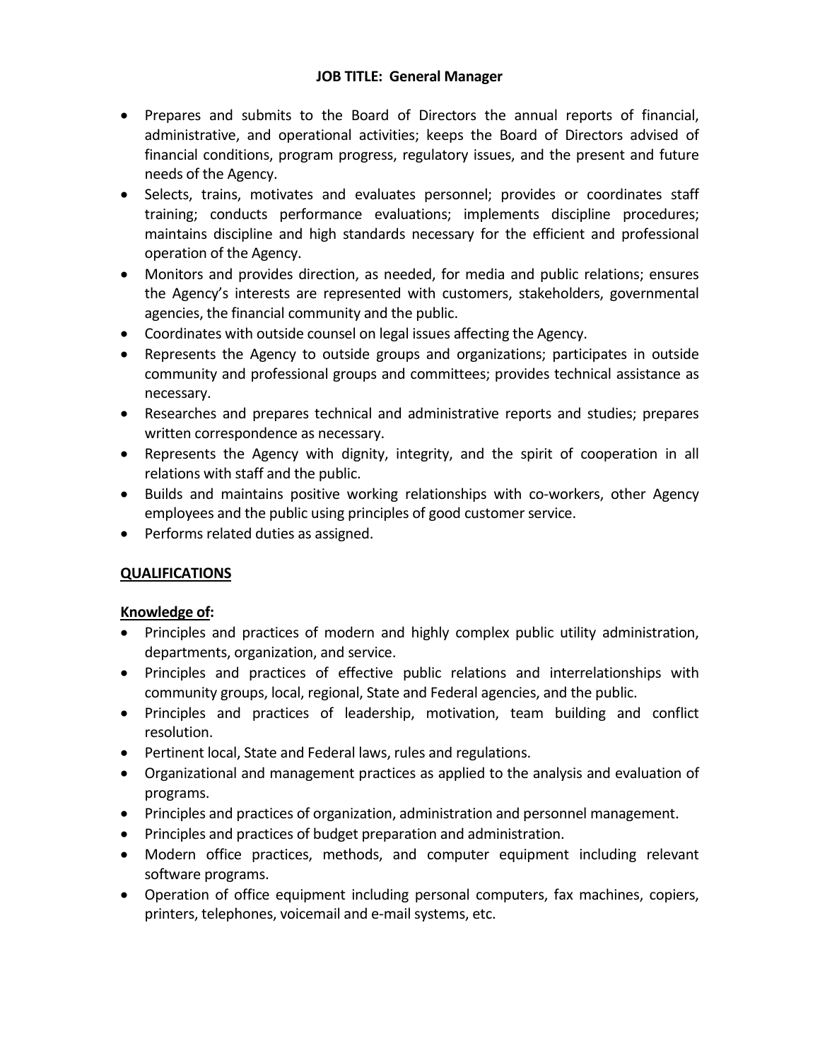**JOB TITLE: General Manager**

- Prepares and submits to the Board of Directors the annual reports of financial, administrative, and operational activities; keeps the Board of Directors advised of financial conditions, program progress, regulatory issues, and the present and future needs of the Agency.
- Selects, trains, motivates and evaluates personnel; provides or coordinates staff training; conducts performance evaluations; implements discipline procedures; maintains discipline and high standards necessary for the efficient and professional operation of the Agency.
- Monitors and provides direction, as needed, for media and public relations; ensures the Agency's interests are represented with customers, stakeholders, governmental agencies, the financial community and the public.
- Coordinates with outside counsel on legal issues affecting the Agency.
- Represents the Agency to outside groups and organizations; participates in outside community and professional groups and committees; provides technical assistance as necessary.
- Researches and prepares technical and administrative reports and studies; prepares written correspondence as necessary.
- Represents the Agency with dignity, integrity, and the spirit of cooperation in all relations with staff and the public.
- Builds and maintains positive working relationships with co-workers, other Agency employees and the public using principles of good customer service.
- Performs related duties as assigned.

## QUALIFICATIONS

### Knowledge of:

- Principles and practices of modern and highly complex public utility administration, departments, organization, and service.
- Principles and practices of effective public relations and interrelationships with community groups, local, regional, State and Federal agencies, and the public.
- Principles and practices of leadership, motivation, team building and conflict resolution.
- Pertinent local, State and Federal laws, rules and regulations.
- Organizational and management practices as applied to the analysis and evaluation of programs.
- Principles and practices of organization, administration and personnel management.
- Principles and practices of budget preparation and administration.
- Modern office practices, methods, and computer equipment including relevant software programs.
- Operation of office equipment including personal computers, fax machines, copiers, printers, telephones, voicemail and e-mail systems, etc.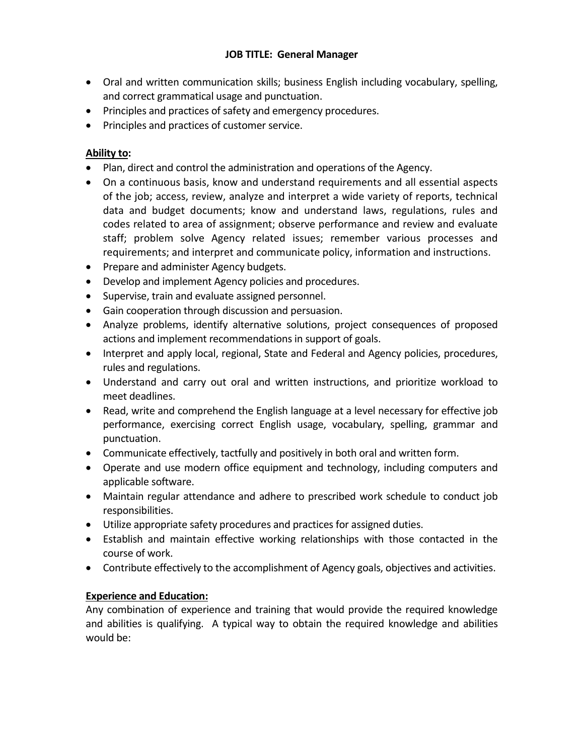**JOB TITLE: General Manager**

- Oral and written communication skills; business English including vocabulary, spelling, and correct grammatical usage and punctuation.
- Principles and practices of safety and emergency procedures.
- Principles and practices of customer service.

**Ability to:**

- Plan, direct and control the administration and operations of the Agency.
- On a continuous basis, know and understand requirements and all essential aspects of the job; access, review, analyze and interpret a wide variety of reports, technical data and budget documents; know and understand laws, regulations, rules and codes related to area of assignment; observe performance and review and evaluate staff; problem solve Agency related issues; remember various processes and requirements; and interpret and communicate policy, information and instructions.
- Prepare and administer Agency budgets.
- Develop and implement Agency policies and procedures.
- Supervise, train and evaluate assigned personnel.
- Gain cooperation through discussion and persuasion.
- Analyze problems, identify alternative solutions, project consequences of proposed actions and implement recommendations in support of goals.
- Interpret and apply local, regional, State and Federal and Agency policies, procedures, rules and regulations.
- Understand and carry out oral and written instructions, and prioritize workload to meet deadlines.
- Read, write and comprehend the English language at a level necessary for effective job performance, exercising correct English usage, vocabulary, spelling, grammar and punctuation.
- Communicate effectively, tactfully and positively in both oral and written form.
- Operate and use modern office equipment and technology, including computers and applicable software.
- Maintain regular attendance and adhere to prescribed work schedule to conduct job responsibilities.
- Utilize appropriate safety procedures and practices for assigned duties.
- Establish and maintain effective working relationships with those contacted in the course of work.
- Contribute effectively to the accomplishment of Agency goals, objectives and activities.

**Experience and Education:**

Any combination of experience and training that would provide the required knowledge and abilities is qualifying. A typical way to obtain the required knowledge and abilities would be: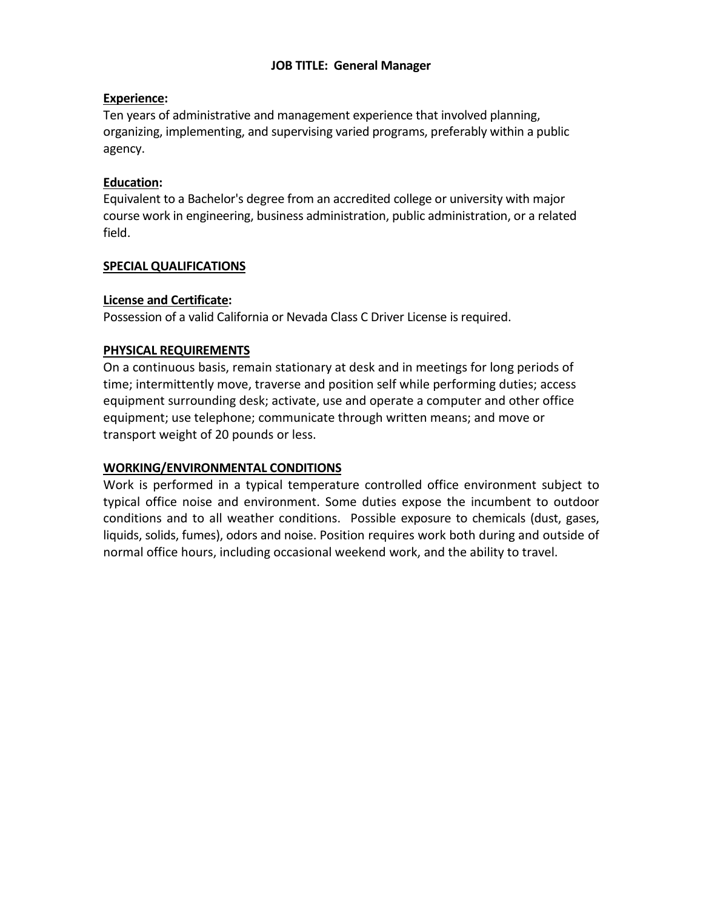**JOB TITLE: General Manager**

**Experience:**

Ten years of administrative and management experience that involved planning, organizing, implementing, and supervising varied programs, preferably within a public agency.

**Education:**

Equivalent to a Bachelor's degree from an accredited college or university with major course work in engineering, business administration, public administration, or a related field.

**SPECIAL QUALIFICATIONS**

**License and Certificate:**

Possession of a valid California or Nevada Class C Driver License is required.

**PHYSICAL REQUIREMENTS**

On a continuous basis, remain stationary at desk and in meetings for long periods of time; intermittently move, traverse and position self while performing duties; access equipment surrounding desk; activate, use and operate a computer and other office equipment; use telephone; communicate through written means; and move or transport weight of 20 pounds or less.

**WORKING/ENVIRONMENTAL CONDITIONS**

Work is performed in a typical temperature controlled office environment subject to typical office noise and environment. Some duties expose the incumbent to outdoor conditions and to all weather conditions. Possible exposure to chemicals (dust, gases, liquids, solids, fumes), odors and noise. Position requires work both during and outside of normal office hours, including occasional weekend work, and the ability to travel.